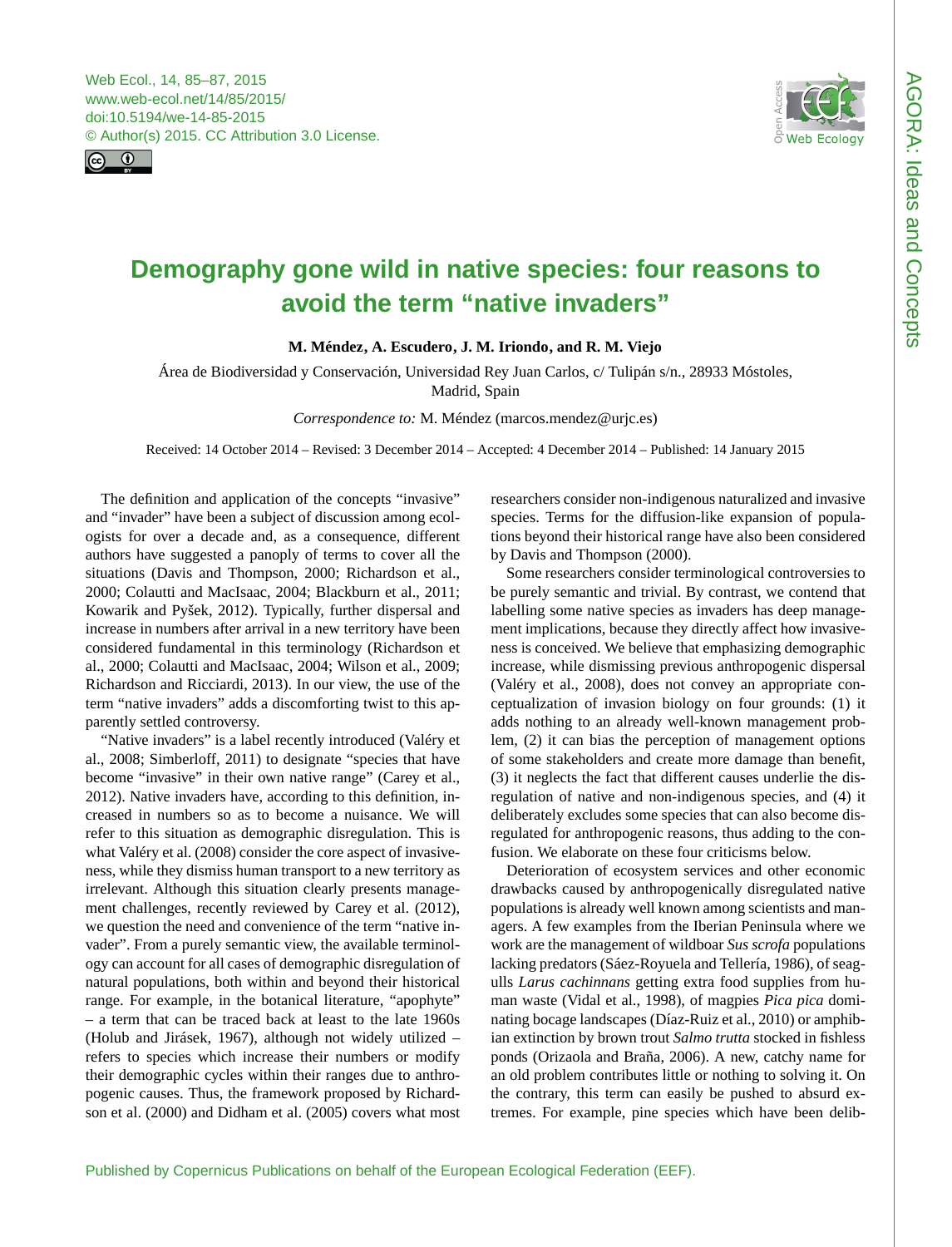# Demography gone wild in native species: four reasons to avoid the term "native invaders"

**M. Méndez, A. Escudero, J. M. Iriondo, and R. M. Viejo**

Área de Biodiversidad y Conservación, Universidad Rey Juan Carlos, c/ Tulipán s/n., 28933 Móstoles, Madrid, Spain

*Correspondence to:* M. Méndez (marcos.mendez@urjc.es)

Received: 14 October 2014 – Revised: 3 December 2014 – Accepted: 4 December 2014 – Published: 14 January 2015

The definition and application of the concepts "invasive" and "invader" have been a subject of discussion among ecologists for over a decade and, as a consequence, different authors have suggested a panoply of terms to cover all the situations (Davis and Thompson, 2000; Richardson et al., 2000; Colautti and MacIsaac, 2004; Blackburn et al., 2011; Kowarik and Pyšek, 2012). Typically, further dispersal and increase in numbers after arrival in a new territory have been considered fundamental in this terminology (Richardson et al., 2000; Colautti and MacIsaac, 2004; Wilson et al., 2009; Richardson and Ricciardi, 2013). In our view, the use of the term "native invaders" adds a discomforting twist to this apparently settled controversy.

"Native invaders" is a label recently introduced (Valéry et al., 2008; Simberloff, 2011) to designate "species that have become "invasive" in their own native range" (Carey et al., 2012). Native invaders have, according to this definition, increased in numbers so as to become a nuisance. We will refer to this situation as demographic disregulation. This is what Valéry et al. (2008) consider the core aspect of invasiveness, while they dismiss human transport to a new territory as irrelevant. Although this situation clearly presents management challenges, recently reviewed by Carey et al. (2012), we question the need and convenience of the term "native invader". From a purely semantic view, the available terminology can account for all cases of demographic disregulation of natural populations, both within and beyond their historical range. For example, in the botanical literature, "apophyte" – a term that can be traced back at least to the late 1960s (Holub and Jirásek, 1967), although not widely utilized – refers to species which increase their numbers or modify their demographic cycles within their ranges due to anthropogenic causes. Thus, the framework proposed by Richardson et al. (2000) and Didham et al. (2005) covers what most researchers consider non-indigenous naturalized and invasive species. Terms for the diffusion-like expansion of populations beyond their historical range have also been considered by Davis and Thompson (2000).

Some researchers consider terminological controversies to be purely semantic and trivial. By contrast, we contend that labelling some native species as invaders has deep management implications, because they directly affect how invasiveness is conceived. We believe that emphasizing demographic increase, while dismissing previous anthropogenic dispersal (Valéry et al., 2008), does not convey an appropriate conceptualization of invasion biology on four grounds: (1) it adds nothing to an already well-known management problem, (2) it can bias the perception of management options of some stakeholders and create more damage than benefit, (3) it neglects the fact that different causes underlie the disregulation of native and non-indigenous species, and (4) it deliberately excludes some species that can also become disregulated for anthropogenic reasons, thus adding to the confusion. We elaborate on these four criticisms below.

Deterioration of ecosystem services and other economic drawbacks caused by anthropogenically disregulated native populations is already well known among scientists and managers. A few examples from the Iberian Peninsula where we work are the management of wildboar *Sus scrofa* populations lacking predators (Sáez-Royuela and Tellería, 1986), of seagulls *Larus cachinnans* getting extra food supplies from human waste (Vidal et al., 1998), of magpies *Pica pica* dominating bocage landscapes (Díaz-Ruiz et al., 2010) or amphibian extinction by brown trout *Salmo trutta* stocked in fishless ponds (Orizaola and Braña, 2006). A new, catchy name for an old problem contributes little or nothing to solving it. On the contrary, this term can easily be pushed to absurd extremes. For example, pine species which have been delib-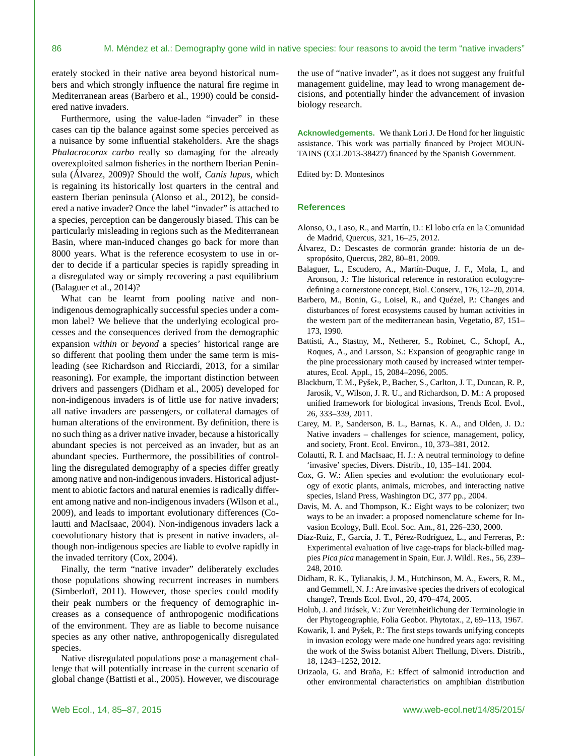erately stocked in their native area beyond historical numbers and which strongly influence the natural fire regime in Mediterranean areas (Barbero et al., 1990) could be considered native invaders.

Furthermore, using the value-laden "invader" in these cases can tip the balance against some species perceived as a nuisance by some influential stakeholders. Are the shags *Phalacrocorax carbo* really so damaging for the already overexploited salmon fisheries in the northern Iberian Peninsula (Álvarez, 2009)? Should the wolf, *Canis lupus*, which is regaining its historically lost quarters in the central and eastern Iberian peninsula (Alonso et al., 2012), be considered a native invader? Once the label "invader" is attached to a species, perception can be dangerously biased. This can be particularly misleading in regions such as the Mediterranean Basin, where man-induced changes go back for more than 8000 years. What is the reference ecosystem to use in order to decide if a particular species is rapidly spreading in a disregulated way or simply recovering a past equilibrium (Balaguer et al., 2014)?

What can be learnt from pooling native and non-indigenous demographically successful species under a common label? We believe that the underlying ecological processes and the consequences derived from the demographic expansion *within* or *beyond* a species' historical range are so different that pooling them under the same term is misleading (see Richardson and Ricciardi, 2013, for a similar reasoning). For example, the important distinction between drivers and passengers (Didham et al., 2005) developed for non-indigenous invaders is of little use for native invaders; all native invaders are passengers, or collateral damages of human alterations of the environment. By definition, there is no such thing as a driver native invader, because a historically abundant species is not perceived as an invader, but as an abundant species. Furthermore, the possibilities of controlling the disregulated demography of a species differ greatly among native and non-indigenous invaders. Historical adjustment to abiotic factors and natural enemies is radically different among native and non-indigenous invaders (Wilson et al., 2009), and leads to important evolutionary differences (Colautti and MacIsaac, 2004). Non-indigenous invaders lack a coevolutionary history that is present in native invaders, although non-indigenous species are liable to evolve rapidly in the invaded territory (Cox, 2004).

Finally, the term "native invader" deliberately excludes those populations showing recurrent increases in numbers (Simberloff, 2011). However, those species could modify their peak numbers or the frequency of demographic increases as a consequence of anthropogenic modifications of the environment. They are as liable to become nuisance species as any other native, anthropogenically disregulated species.

Native disregulated populations pose a management challenge that will potentially increase in the current scenario of global change (Battisti et al., 2005). However, we discourage the use of "native invader", as it does not suggest any fruitful management guideline, may lead to wrong management decisions, and potentially hinder the advancement of invasion biology research.

**Acknowledgements.** We thank Lori J. De Hond for her linguistic assistance. This work was partially financed by Project MOUNTAINS (CGL2013-38427) financed by the Spanish Government.

Edited by: D. Montesinos

## References

Alonso, O., Laso, R., and Martín, D.: El lobo cría en la Comunidad de Madrid, Quercus, 321, 16–25, 2012.

Álvarez, D.: Descastes de cormorán grande: historia de un despropósito, Quercus, 282, 80–81, 2009.

Balaguer, L., Escudero, A., Martín-Duque, J. F., Mola, I., and Aronson, J.: The historical reference in restoration ecology:redefining a cornerstone concept, Biol. Conserv., 176, 12–20, 2014.

Barbero, M., Bonin, G., Loisel, R., and Quézel, P.: Changes and disturbances of forest ecosystems caused by human activities in the western part of the mediterranean basin, Vegetatio, 87, 151–173, 1990.

Battisti, A., Stastny, M., Netherer, S., Robinet, C., Schopf, A., Roques, A., and Larsson, S.: Expansion of geographic range in the pine processionary moth caused by increased winter temperatures, Ecol. Appl., 15, 2084–2096, 2005.

Blackburn, T. M., Pyšek, P., Bacher, S., Carlton, J. T., Duncan, R. P., Jarosik, V., Wilson, J. R. U., and Richardson, D. M.: A proposed unified framework for biological invasions, Trends Ecol. Evol., 26, 333–339, 2011.

Carey, M. P., Sanderson, B. L., Barnas, K. A., and Olden, J. D.: Native invaders – challenges for science, management, policy, and society, Front. Ecol. Environ., 10, 373–381, 2012.

Colautti, R. I. and MacIsaac, H. J.: A neutral terminology to define 'invasive' species, Divers. Distrib., 10, 135–141. 2004.

Cox, G. W.: Alien species and evolution: the evolutionary ecology of exotic plants, animals, microbes, and interacting native species, Island Press, Washington DC, 377 pp., 2004.

Davis, M. A. and Thompson, K.: Eight ways to be colonizer; two ways to be an invader: a proposed nomenclature scheme for Invasion Ecology, Bull. Ecol. Soc. Am., 81, 226–230, 2000.

Díaz-Ruiz, F., García, J. T., Pérez-Rodríguez, L., and Ferreras, P.: Experimental evaluation of live cage-traps for black-billed magpies *Pica pica* management in Spain, Eur. J. Wildl. Res., 56, 239–248, 2010.

Didham, R. K., Tylianakis, J. M., Hutchinson, M. A., Ewers, R. M., and Gemmell, N. J.: Are invasive species the drivers of ecological change?, Trends Ecol. Evol., 20, 470–474, 2005.

Holub, J. and Jirásek, V.: Zur Vereinheitlichung der Terminologie in der Phytogeographie, Folia Geobot. Phytotax., 2, 69–113, 1967.

Kowarik, I. and Pyšek, P.: The first steps towards unifying concepts in invasion ecology were made one hundred years ago: revisiting the work of the Swiss botanist Albert Thellung, Divers. Distrib., 18, 1243–1252, 2012.

Orizaola, G. and Braña, F.: Effect of salmonid introduction and other environmental characteristics on amphibian distribution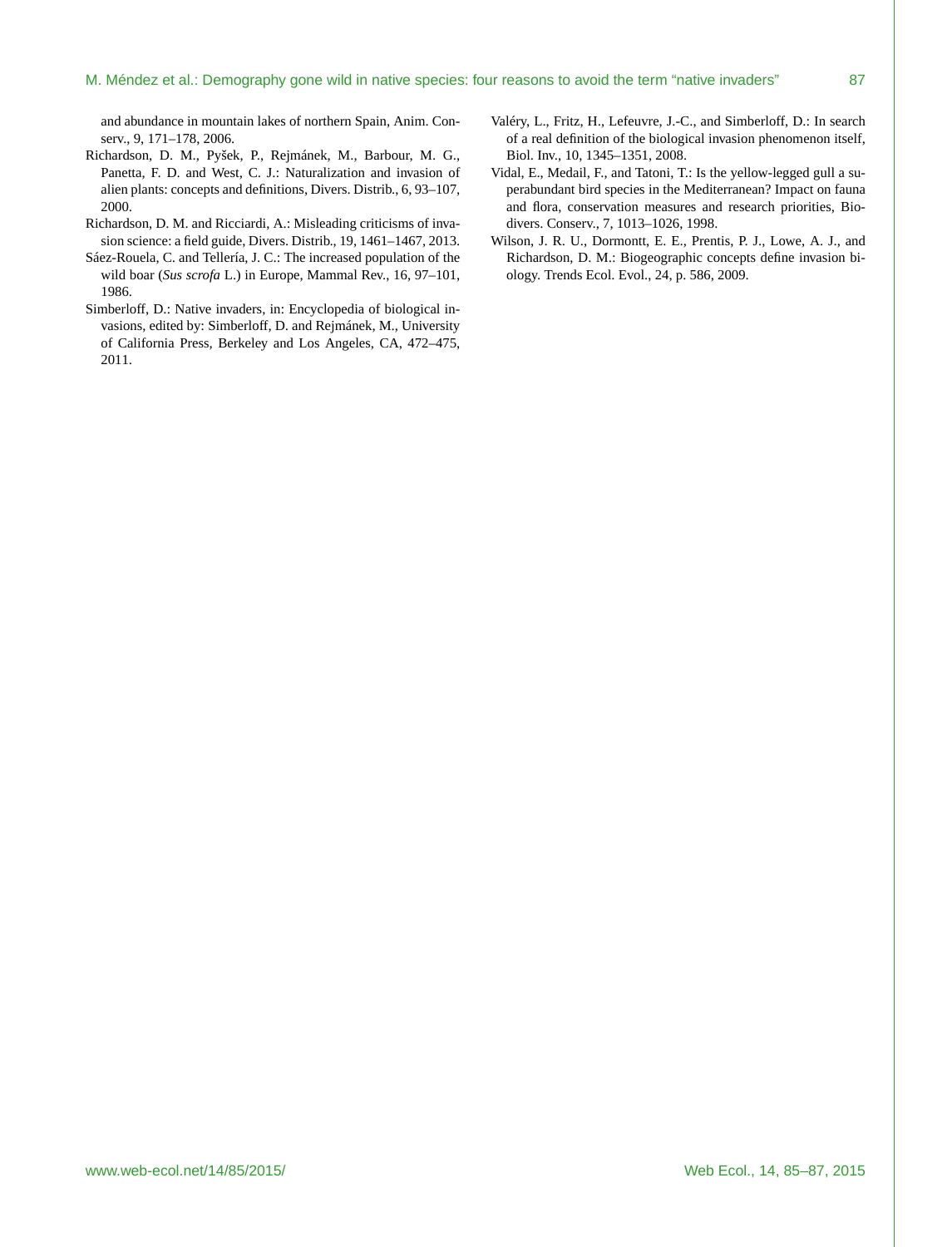and abundance in mountain lakes of northern Spain, Anim. Conserv., 9, 171–178, 2006.

Richardson, D. M., Pyšek, P., Rejmánek, M., Barbour, M. G., Panetta, F. D. and West, C. J.: Naturalization and invasion of alien plants: concepts and definitions, Divers. Distrib., 6, 93–107, 2000.

Richardson, D. M. and Ricciardi, A.: Misleading criticisms of invasion science: a field guide, Divers. Distrib., 19, 1461–1467, 2013.

Sáez-Rouela, C. and Tellería, J. C.: The increased population of the wild boar (*Sus scrofa* L.) in Europe, Mammal Rev., 16, 97–101, 1986.

Simberloff, D.: Native invaders, in: Encyclopedia of biological invasions, edited by: Simberloff, D. and Rejmánek, M., University of California Press, Berkeley and Los Angeles, CA, 472–475, 2011.

Valéry, L., Fritz, H., Lefeuvre, J.-C., and Simberloff, D.: In search of a real definition of the biological invasion phenomenon itself, Biol. Inv., 10, 1345–1351, 2008.

Vidal, E., Medail, F., and Tatoni, T.: Is the yellow-legged gull a superabundant bird species in the Mediterranean? Impact on fauna and flora, conservation measures and research priorities, Biodivers. Conserv., 7, 1013–1026, 1998.

Wilson, J. R. U., Dormontt, E. E., Prentis, P. J., Lowe, A. J., and Richardson, D. M.: Biogeographic concepts define invasion biology. Trends Ecol. Evol., 24, p. 586, 2009.